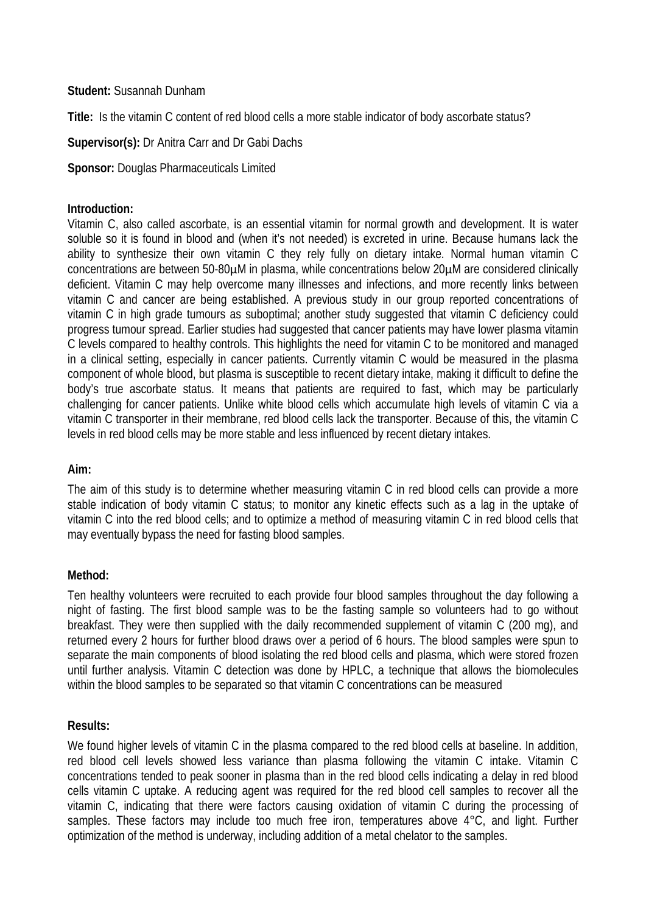**Student:** Susannah Dunham

**Title:** Is the vitamin C content of red blood cells a more stable indicator of body ascorbate status?

**Supervisor(s):** Dr Anitra Carr and Dr Gabi Dachs

**Sponsor:** Douglas Pharmaceuticals Limited

**Introduction:**

Vitamin C, also called ascorbate, is an essential vitamin for normal growth and development. It is water soluble so it is found in blood and (when it's not needed) is excreted in urine. Because humans lack the ability to synthesize their own vitamin C they rely fully on dietary intake. Normal human vitamin C concentrations are between 50-80µM in plasma, while concentrations below 20µM are considered clinically deficient. Vitamin C may help overcome many illnesses and infections, and more recently links between vitamin C and cancer are being established. A previous study in our group reported concentrations of vitamin C in high grade tumours as suboptimal; another study suggested that vitamin C deficiency could progress tumour spread. Earlier studies had suggested that cancer patients may have lower plasma vitamin C levels compared to healthy controls. This highlights the need for vitamin C to be monitored and managed in a clinical setting, especially in cancer patients. Currently vitamin C would be measured in the plasma component of whole blood, but plasma is susceptible to recent dietary intake, making it difficult to define the body's true ascorbate status. It means that patients are required to fast, which may be particularly challenging for cancer patients. Unlike white blood cells which accumulate high levels of vitamin C via a vitamin C transporter in their membrane, red blood cells lack the transporter. Because of this, the vitamin C levels in red blood cells may be more stable and less influenced by recent dietary intakes.

**Aim:**

The aim of this study is to determine whether measuring vitamin C in red blood cells can provide a more stable indication of body vitamin C status; to monitor any kinetic effects such as a lag in the uptake of vitamin C into the red blood cells; and to optimize a method of measuring vitamin C in red blood cells that may eventually bypass the need for fasting blood samples.

**Method:**

Ten healthy volunteers were recruited to each provide four blood samples throughout the day following a night of fasting. The first blood sample was to be the fasting sample so volunteers had to go without breakfast. They were then supplied with the daily recommended supplement of vitamin C (200 mg), and returned every 2 hours for further blood draws over a period of 6 hours. The blood samples were spun to separate the main components of blood isolating the red blood cells and plasma, which were stored frozen until further analysis. Vitamin C detection was done by HPLC, a technique that allows the biomolecules within the blood samples to be separated so that vitamin C concentrations can be measured

**Results:**

We found higher levels of vitamin C in the plasma compared to the red blood cells at baseline. In addition, red blood cell levels showed less variance than plasma following the vitamin C intake. Vitamin C concentrations tended to peak sooner in plasma than in the red blood cells indicating a delay in red blood cells vitamin C uptake. A reducing agent was required for the red blood cell samples to recover all the vitamin C, indicating that there were factors causing oxidation of vitamin C during the processing of samples. These factors may include too much free iron, temperatures above 4°C, and light. Further optimization of the method is underway, including addition of a metal chelator to the samples.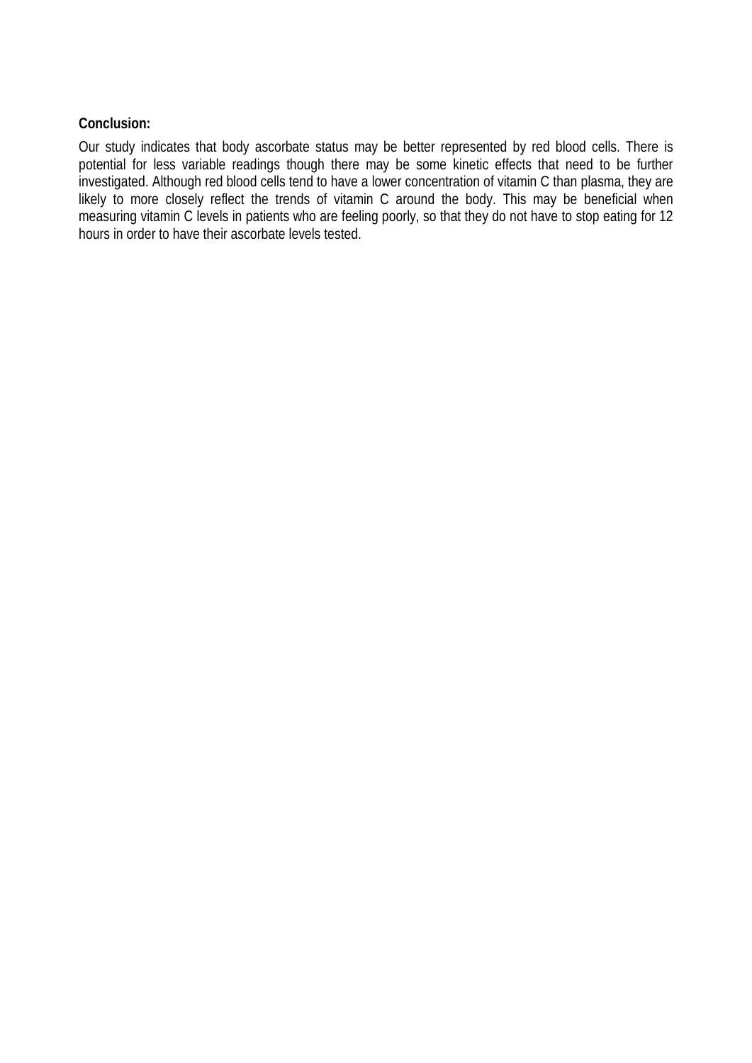**Conclusion:**

Our study indicates that body ascorbate status may be better represented by red blood cells. There is potential for less variable readings though there may be some kinetic effects that need to be further investigated. Although red blood cells tend to have a lower concentration of vitamin C than plasma, they are likely to more closely reflect the trends of vitamin C around the body. This may be beneficial when measuring vitamin C levels in patients who are feeling poorly, so that they do not have to stop eating for 12 hours in order to have their ascorbate levels tested.